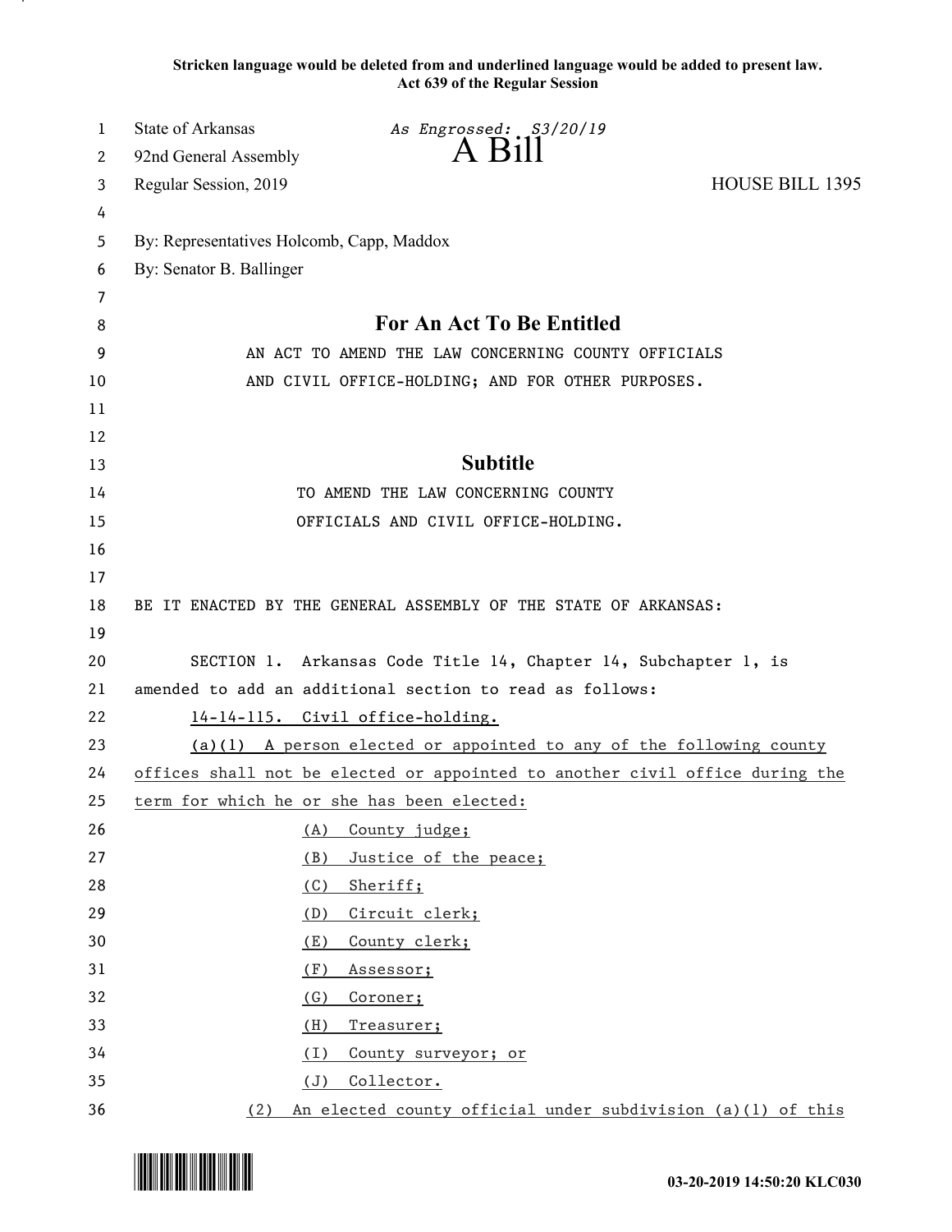**Stricken language would be deleted from and underlined language would be added to present law.**
**Act 639 of the Regular Session**

State of Arkansas *As Engrossed: S3/20/19*
92nd General Assembly **A Bill**
Regular Session, 2019 HOUSE BILL 1395

By: Representatives Holcomb, Capp, Maddox
By: Senator B. Ballinger

## For An Act To Be Entitled

AN ACT TO AMEND THE LAW CONCERNING COUNTY OFFICIALS AND CIVIL OFFICE-HOLDING; AND FOR OTHER PURPOSES.

## Subtitle

TO AMEND THE LAW CONCERNING COUNTY OFFICIALS AND CIVIL OFFICE-HOLDING.

BE IT ENACTED BY THE GENERAL ASSEMBLY OF THE STATE OF ARKANSAS:

SECTION 1. Arkansas Code Title 14, Chapter 14, Subchapter 1, is amended to add an additional section to read as follows:

<u>14-14-115. Civil office-holding.</u>

<u>(a)(1) A person elected or appointed to any of the following county offices shall not be elected or appointed to another civil office during the term for which he or she has been elected:</u>

<u>(A) County judge;</u>

<u>(B) Justice of the peace;</u>

<u>(C) Sheriff;</u>

<u>(D) Circuit clerk;</u>

<u>(E) County clerk;</u>

<u>(F) Assessor;</u>

<u>(G) Coroner;</u>

<u>(H) Treasurer;</u>

<u>(I) County surveyor; or</u>

<u>(J) Collector.</u>

<u>(2) An elected county official under subdivision (a)(1) of this</u>

03-20-2019 14:50:20 KLC030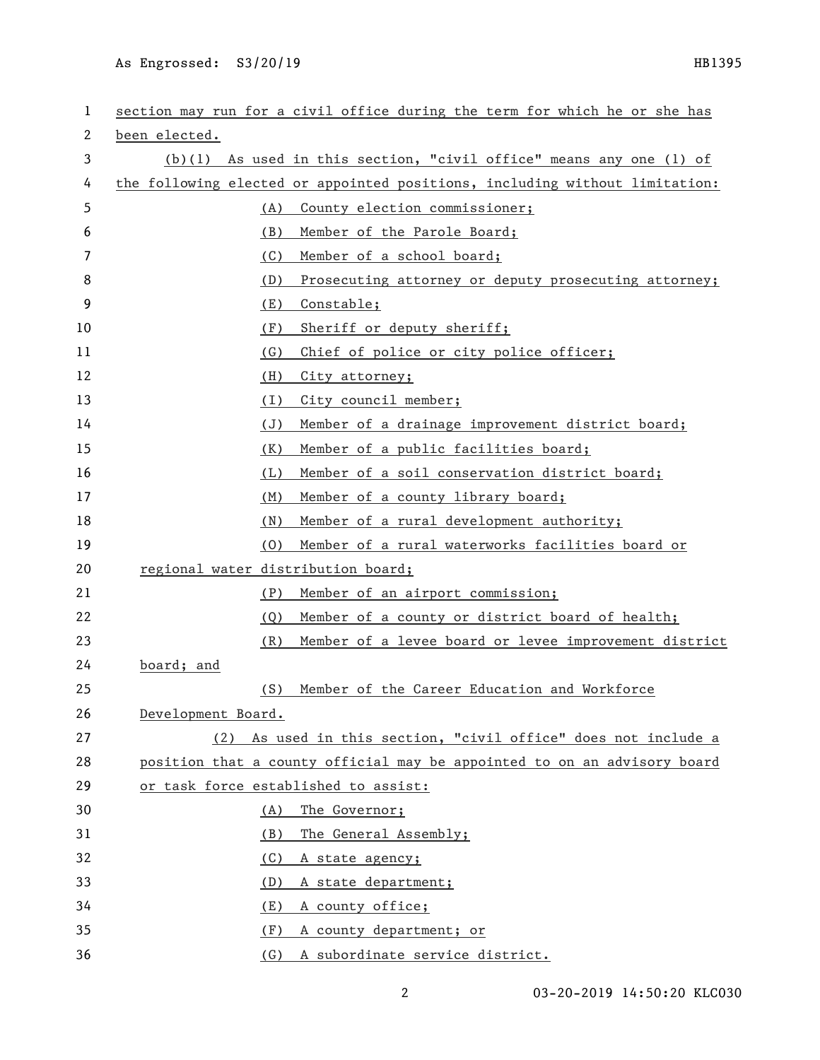section may run for a civil office during the term for which he or she has been elected.

(b)(1) As used in this section, "civil office" means any one (1) of the following elected or appointed positions, including without limitation:

(A) County election commissioner;

(B) Member of the Parole Board;

(C) Member of a school board;

(D) Prosecuting attorney or deputy prosecuting attorney;

(E) Constable;

(F) Sheriff or deputy sheriff;

(G) Chief of police or city police officer;

(H) City attorney;

(I) City council member;

(J) Member of a drainage improvement district board;

(K) Member of a public facilities board;

(L) Member of a soil conservation district board;

(M) Member of a county library board;

(N) Member of a rural development authority;

(O) Member of a rural waterworks facilities board or regional water distribution board;

(P) Member of an airport commission;

(Q) Member of a county or district board of health;

(R) Member of a levee board or levee improvement district board; and

(S) Member of the Career Education and Workforce Development Board.

(2) As used in this section, "civil office" does not include a position that a county official may be appointed to on an advisory board or task force established to assist:

(A) The Governor;

(B) The General Assembly;

(C) A state agency;

(D) A state department;

(E) A county office;

(F) A county department; or

(G) A subordinate service district.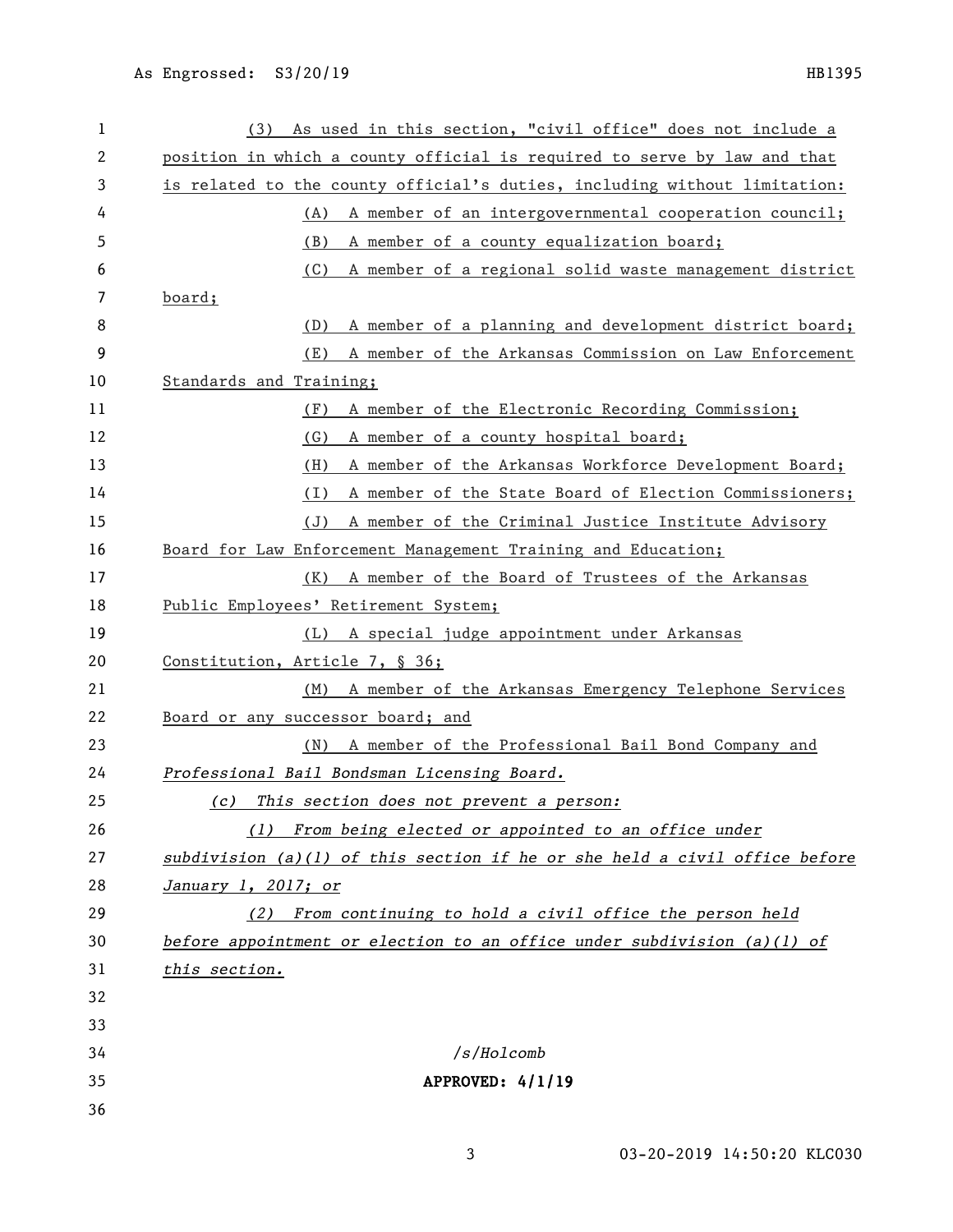(3) As used in this section, "civil office" does not include a position in which a county official is required to serve by law and that is related to the county official's duties, including without limitation:

(A) A member of an intergovernmental cooperation council;

(B) A member of a county equalization board;

(C) A member of a regional solid waste management district board;

(D) A member of a planning and development district board;

(E) A member of the Arkansas Commission on Law Enforcement Standards and Training;

(F) A member of the Electronic Recording Commission;

(G) A member of a county hospital board;

(H) A member of the Arkansas Workforce Development Board;

(I) A member of the State Board of Election Commissioners;

(J) A member of the Criminal Justice Institute Advisory Board for Law Enforcement Management Training and Education;

(K) A member of the Board of Trustees of the Arkansas Public Employees' Retirement System;

(L) A special judge appointment under Arkansas Constitution, Article 7, § 36;

(M) A member of the Arkansas Emergency Telephone Services Board or any successor board; and

*(N) A member of the Professional Bail Bond Company and Professional Bail Bondsman Licensing Board.*

*(c) This section does not prevent a person:*

*(1) From being elected or appointed to an office under subdivision (a)(1) of this section if he or she held a civil office before January 1, 2017; or*

*(2) From continuing to hold a civil office the person held before appointment or election to an office under subdivision (a)(1) of this section.*

*/s/Holcomb*

**APPROVED: 4/1/19**